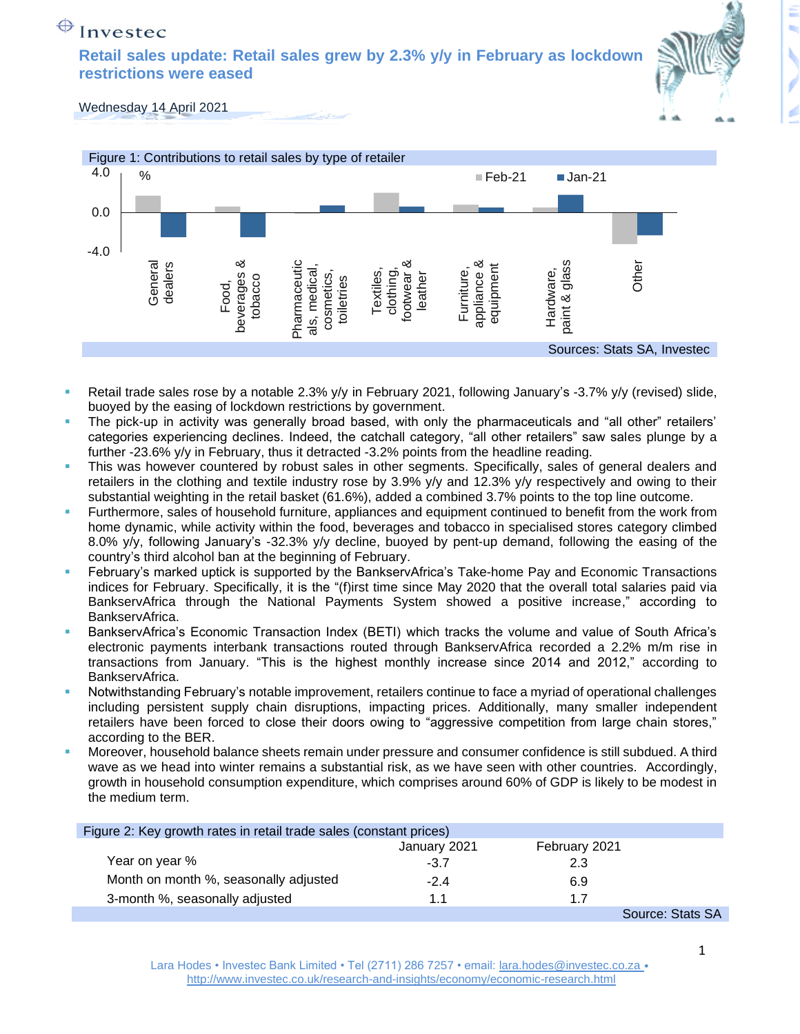Investec

# Retail sales update: Retail sales grew by 2.3% y/y in February as lockdown restrictions were eased

Wednesday 14 April 2021

Figure 1: Contributions to retail sales by type of retailer

Sources: Stats SA, Investec

- Retail trade sales rose by a notable 2.3% y/y in February 2021, following January's -3.7% y/y (revised) slide, buoyed by the easing of lockdown restrictions by government.
- The pick-up in activity was generally broad based, with only the pharmaceuticals and "all other" retailers' categories experiencing declines. Indeed, the catchall category, "all other retailers" saw sales plunge by a further -23.6% y/y in February, thus it detracted -3.2% points from the headline reading.
- This was however countered by robust sales in other segments. Specifically, sales of general dealers and retailers in the clothing and textile industry rose by 3.9% y/y and 12.3% y/y respectively and owing to their substantial weighting in the retail basket (61.6%), added a combined 3.7% points to the top line outcome.
- Furthermore, sales of household furniture, appliances and equipment continued to benefit from the work from home dynamic, while activity within the food, beverages and tobacco in specialised stores category climbed 8.0% y/y, following January's -32.3% y/y decline, buoyed by pent-up demand, following the easing of the country's third alcohol ban at the beginning of February.
- February's marked uptick is supported by the BankservAfrica's Take-home Pay and Economic Transactions indices for February. Specifically, it is the "(f)irst time since May 2020 that the overall total salaries paid via BankservAfrica through the National Payments System showed a positive increase," according to BankservAfrica.
- BankservAfrica's Economic Transaction Index (BETI) which tracks the volume and value of South Africa's electronic payments interbank transactions routed through BankservAfrica recorded a 2.2% m/m rise in transactions from January. "This is the highest monthly increase since 2014 and 2012," according to BankservAfrica.
- Notwithstanding February's notable improvement, retailers continue to face a myriad of operational challenges including persistent supply chain disruptions, impacting prices. Additionally, many smaller independent retailers have been forced to close their doors owing to "aggressive competition from large chain stores," according to the BER.
- Moreover, household balance sheets remain under pressure and consumer confidence is still subdued. A third wave as we head into winter remains a substantial risk, as we have seen with other countries. Accordingly, growth in household consumption expenditure, which comprises around 60% of GDP is likely to be modest in the medium term.

Figure 2: Key growth rates in retail trade sales (constant prices)

| | January 2021 | February 2021 |
|---|---|---|
| Year on year % | -3.7 | 2.3 |
| Month on month %, seasonally adjusted | -2.4 | 6.9 |
| 3-month %, seasonally adjusted | 1.1 | 1.7 |

Source: Stats SA

Lara Hodes • Investec Bank Limited • Tel (2711) 286 7257 • email: lara.hodes@investec.co.za • http://www.investec.co.uk/research-and-insights/economy/economic-research.html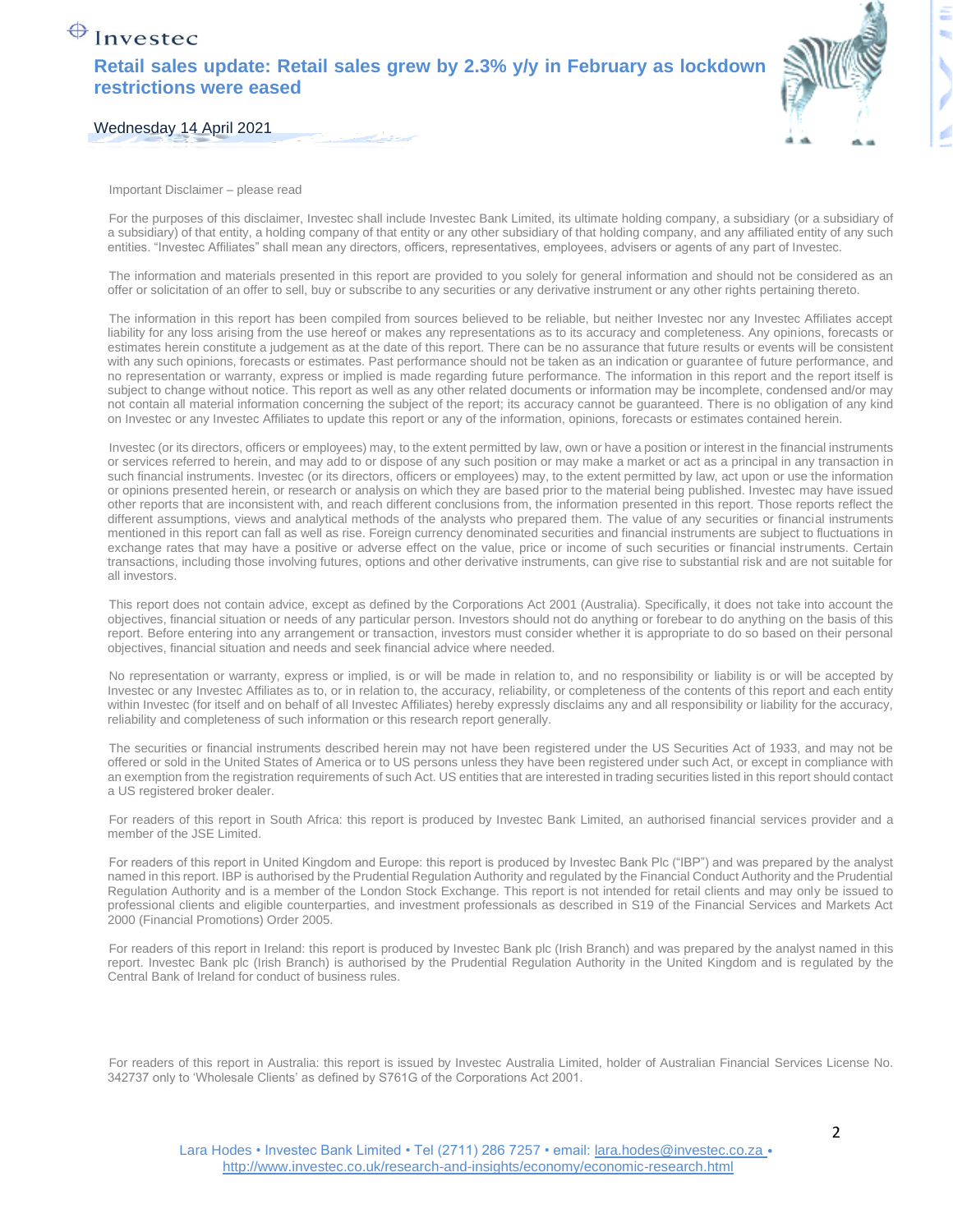Important Disclaimer – please read

For the purposes of this disclaimer, Investec shall include Investec Bank Limited, its ultimate holding company, a subsidiary (or a subsidiary of a subsidiary) of that entity, a holding company of that entity or any other subsidiary of that holding company, and any affiliated entity of any such entities. "Investec Affiliates" shall mean any directors, officers, representatives, employees, advisers or agents of any part of Investec.

The information and materials presented in this report are provided to you solely for general information and should not be considered as an offer or solicitation of an offer to sell, buy or subscribe to any securities or any derivative instrument or any other rights pertaining thereto.

The information in this report has been compiled from sources believed to be reliable, but neither Investec nor any Investec Affiliates accept liability for any loss arising from the use hereof or makes any representations as to its accuracy and completeness. Any opinions, forecasts or estimates herein constitute a judgement as at the date of this report. There can be no assurance that future results or events will be consistent with any such opinions, forecasts or estimates. Past performance should not be taken as an indication or guarantee of future performance, and no representation or warranty, express or implied is made regarding future performance. The information in this report and the report itself is subject to change without notice. This report as well as any other related documents or information may be incomplete, condensed and/or may not contain all material information concerning the subject of the report; its accuracy cannot be guaranteed. There is no obligation of any kind on Investec or any Investec Affiliates to update this report or any of the information, opinions, forecasts or estimates contained herein.

Investec (or its directors, officers or employees) may, to the extent permitted by law, own or have a position or interest in the financial instruments or services referred to herein, and may add to or dispose of any such position or may make a market or act as a principal in any transaction in such financial instruments. Investec (or its directors, officers or employees) may, to the extent permitted by law, act upon or use the information or opinions presented herein, or research or analysis on which they are based prior to the material being published. Investec may have issued other reports that are inconsistent with, and reach different conclusions from, the information presented in this report. Those reports reflect the different assumptions, views and analytical methods of the analysts who prepared them. The value of any securities or financial instruments mentioned in this report can fall as well as rise. Foreign currency denominated securities and financial instruments are subject to fluctuations in exchange rates that may have a positive or adverse effect on the value, price or income of such securities or financial instruments. Certain transactions, including those involving futures, options and other derivative instruments, can give rise to substantial risk and are not suitable for all investors.

This report does not contain advice, except as defined by the Corporations Act 2001 (Australia). Specifically, it does not take into account the objectives, financial situation or needs of any particular person. Investors should not do anything or forebear to do anything on the basis of this report. Before entering into any arrangement or transaction, investors must consider whether it is appropriate to do so based on their personal objectives, financial situation and needs and seek financial advice where needed.

No representation or warranty, express or implied, is or will be made in relation to, and no responsibility or liability is or will be accepted by Investec or any Investec Affiliates as to, or in relation to, the accuracy, reliability, or completeness of the contents of this report and each entity within Investec (for itself and on behalf of all Investec Affiliates) hereby expressly disclaims any and all responsibility or liability for the accuracy, reliability and completeness of such information or this research report generally.

The securities or financial instruments described herein may not have been registered under the US Securities Act of 1933, and may not be offered or sold in the United States of America or to US persons unless they have been registered under such Act, or except in compliance with an exemption from the registration requirements of such Act. US entities that are interested in trading securities listed in this report should contact a US registered broker dealer.

For readers of this report in South Africa: this report is produced by Investec Bank Limited, an authorised financial services provider and a member of the JSE Limited.

For readers of this report in United Kingdom and Europe: this report is produced by Investec Bank Plc ("IBP") and was prepared by the analyst named in this report. IBP is authorised by the Prudential Regulation Authority and regulated by the Financial Conduct Authority and the Prudential Regulation Authority and is a member of the London Stock Exchange. This report is not intended for retail clients and may only be issued to professional clients and eligible counterparties, and investment professionals as described in S19 of the Financial Services and Markets Act 2000 (Financial Promotions) Order 2005.

For readers of this report in Ireland: this report is produced by Investec Bank plc (Irish Branch) and was prepared by the analyst named in this report. Investec Bank plc (Irish Branch) is authorised by the Prudential Regulation Authority in the United Kingdom and is regulated by the Central Bank of Ireland for conduct of business rules.

For readers of this report in Australia: this report is issued by Investec Australia Limited, holder of Australian Financial Services License No. 342737 only to 'Wholesale Clients' as defined by S761G of the Corporations Act 2001.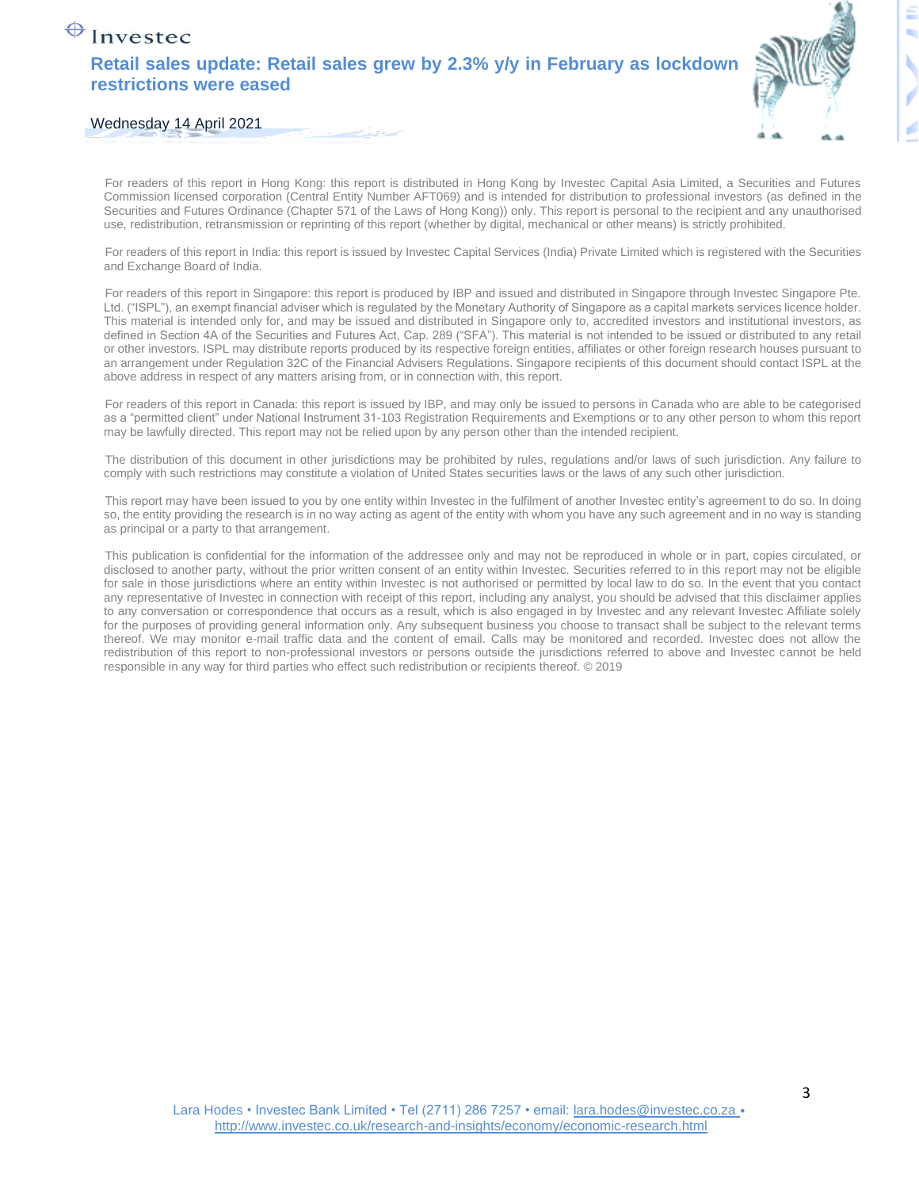For readers of this report in Hong Kong: this report is distributed in Hong Kong by Investec Capital Asia Limited, a Securities and Futures Commission licensed corporation (Central Entity Number AFT069) and is intended for distribution to professional investors (as defined in the Securities and Futures Ordinance (Chapter 571 of the Laws of Hong Kong)) only. This report is personal to the recipient and any unauthorised use, redistribution, retransmission or reprinting of this report (whether by digital, mechanical or other means) is strictly prohibited.

For readers of this report in India: this report is issued by Investec Capital Services (India) Private Limited which is registered with the Securities and Exchange Board of India.

For readers of this report in Singapore: this report is produced by IBP and issued and distributed in Singapore through Investec Singapore Pte. Ltd. ("ISPL"), an exempt financial adviser which is regulated by the Monetary Authority of Singapore as a capital markets services licence holder. This material is intended only for, and may be issued and distributed in Singapore only to, accredited investors and institutional investors, as defined in Section 4A of the Securities and Futures Act, Cap. 289 ("SFA"). This material is not intended to be issued or distributed to any retail or other investors. ISPL may distribute reports produced by its respective foreign entities, affiliates or other foreign research houses pursuant to an arrangement under Regulation 32C of the Financial Advisers Regulations. Singapore recipients of this document should contact ISPL at the above address in respect of any matters arising from, or in connection with, this report.

For readers of this report in Canada: this report is issued by IBP, and may only be issued to persons in Canada who are able to be categorised as a "permitted client" under National Instrument 31-103 Registration Requirements and Exemptions or to any other person to whom this report may be lawfully directed. This report may not be relied upon by any person other than the intended recipient.

The distribution of this document in other jurisdictions may be prohibited by rules, regulations and/or laws of such jurisdiction. Any failure to comply with such restrictions may constitute a violation of United States securities laws or the laws of any such other jurisdiction.

This report may have been issued to you by one entity within Investec in the fulfilment of another Investec entity's agreement to do so. In doing so, the entity providing the research is in no way acting as agent of the entity with whom you have any such agreement and in no way is standing as principal or a party to that arrangement.

This publication is confidential for the information of the addressee only and may not be reproduced in whole or in part, copies circulated, or disclosed to another party, without the prior written consent of an entity within Investec. Securities referred to in this report may not be eligible for sale in those jurisdictions where an entity within Investec is not authorised or permitted by local law to do so. In the event that you contact any representative of Investec in connection with receipt of this report, including any analyst, you should be advised that this disclaimer applies to any conversation or correspondence that occurs as a result, which is also engaged in by Investec and any relevant Investec Affiliate solely for the purposes of providing general information only. Any subsequent business you choose to transact shall be subject to the relevant terms thereof. We may monitor e-mail traffic data and the content of email. Calls may be monitored and recorded. Investec does not allow the redistribution of this report to non-professional investors or persons outside the jurisdictions referred to above and Investec cannot be held responsible in any way for third parties who effect such redistribution or recipients thereof. © 2019